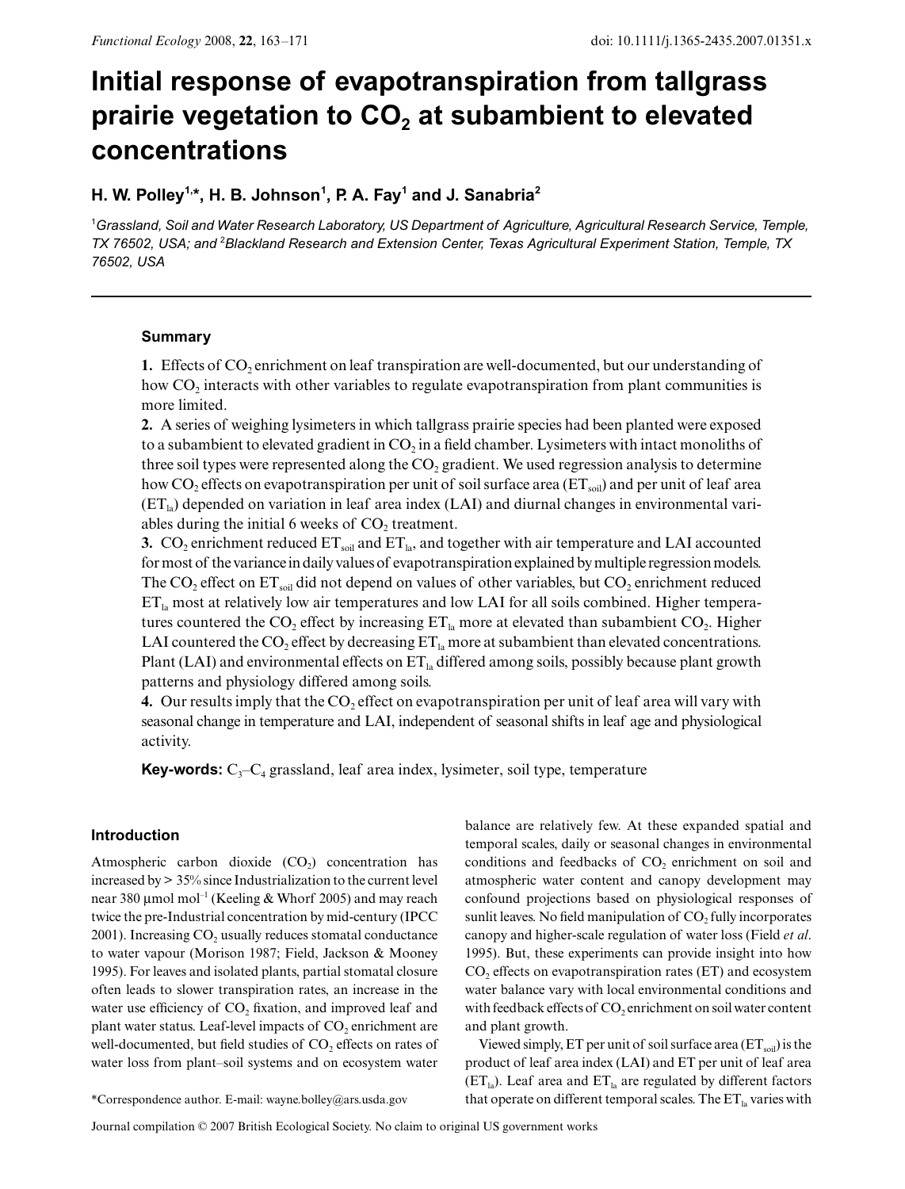# Initial response of evapotranspiration from tallgrass prairie vegetation to $CO_2$ at subambient to elevated concentrations

**H. W. Polley[1,*], H. B. Johnson[1], P. A. Fay[1] and J. Sanabria[2]**

[1]*Grassland, Soil and Water Research Laboratory, US Department of Agriculture, Agricultural Research Service, Temple, TX 76502, USA; and* [2]*Blackland Research and Extension Center, Texas Agricultural Experiment Station, Temple, TX 76502, USA*

## Summary

**1.** Effects of $CO_2$ enrichment on leaf transpiration are well-documented, but our understanding of how $CO_2$ interacts with other variables to regulate evapotranspiration from plant communities is more limited.

**2.** A series of weighing lysimeters in which tallgrass prairie species had been planted were exposed to a subambient to elevated gradient in $CO_2$ in a field chamber. Lysimeters with intact monoliths of three soil types were represented along the $CO_2$ gradient. We used regression analysis to determine how $CO_2$ effects on evapotranspiration per unit of soil surface area ($ET_{soil}$) and per unit of leaf area ($ET_{la}$) depended on variation in leaf area index (LAI) and diurnal changes in environmental variables during the initial 6 weeks of $CO_2$ treatment.

**3.** $CO_2$ enrichment reduced $ET_{soil}$ and $ET_{la}$, and together with air temperature and LAI accounted for most of the variance in daily values of evapotranspiration explained by multiple regression models. The $CO_2$ effect on $ET_{soil}$ did not depend on values of other variables, but $CO_2$ enrichment reduced $ET_{la}$ most at relatively low air temperatures and low LAI for all soils combined. Higher temperatures countered the $CO_2$ effect by increasing $ET_{la}$ more at elevated than subambient $CO_2$. Higher LAI countered the $CO_2$ effect by decreasing $ET_{la}$ more at subambient than elevated concentrations. Plant (LAI) and environmental effects on $ET_{la}$ differed among soils, possibly because plant growth patterns and physiology differed among soils.

**4.** Our results imply that the $CO_2$ effect on evapotranspiration per unit of leaf area will vary with seasonal change in temperature and LAI, independent of seasonal shifts in leaf age and physiological activity.

**Key-words:** $C_3$–$C_4$ grassland, leaf area index, lysimeter, soil type, temperature

## Introduction

Atmospheric carbon dioxide ($CO_2$) concentration has increased by > 35% since Industrialization to the current level near 380 μmol mol$^{-1}$ (Keeling & Whorf 2005) and may reach twice the pre-Industrial concentration by mid-century (IPCC 2001). Increasing $CO_2$ usually reduces stomatal conductance to water vapour (Morison 1987; Field, Jackson & Mooney 1995). For leaves and isolated plants, partial stomatal closure often leads to slower transpiration rates, an increase in the water use efficiency of $CO_2$ fixation, and improved leaf and plant water status. Leaf-level impacts of $CO_2$ enrichment are well-documented, but field studies of $CO_2$ effects on rates of water loss from plant–soil systems and on ecosystem water balance are relatively few. At these expanded spatial and temporal scales, daily or seasonal changes in environmental conditions and feedbacks of $CO_2$ enrichment on soil and atmospheric water content and canopy development may confound projections based on physiological responses of sunlit leaves. No field manipulation of $CO_2$ fully incorporates canopy and higher-scale regulation of water loss (Field *et al*. 1995). But, these experiments can provide insight into how $CO_2$ effects on evapotranspiration rates (ET) and ecosystem water balance vary with local environmental conditions and with feedback effects of $CO_2$ enrichment on soil water content and plant growth.

Viewed simply, ET per unit of soil surface area ($ET_{soil}$) is the product of leaf area index (LAI) and ET per unit of leaf area ($ET_{la}$). Leaf area and $ET_{la}$ are regulated by different factors that operate on different temporal scales. The $ET_{la}$ varies with

*Correspondence author. E-mail: wayne.bolley@ars.usda.gov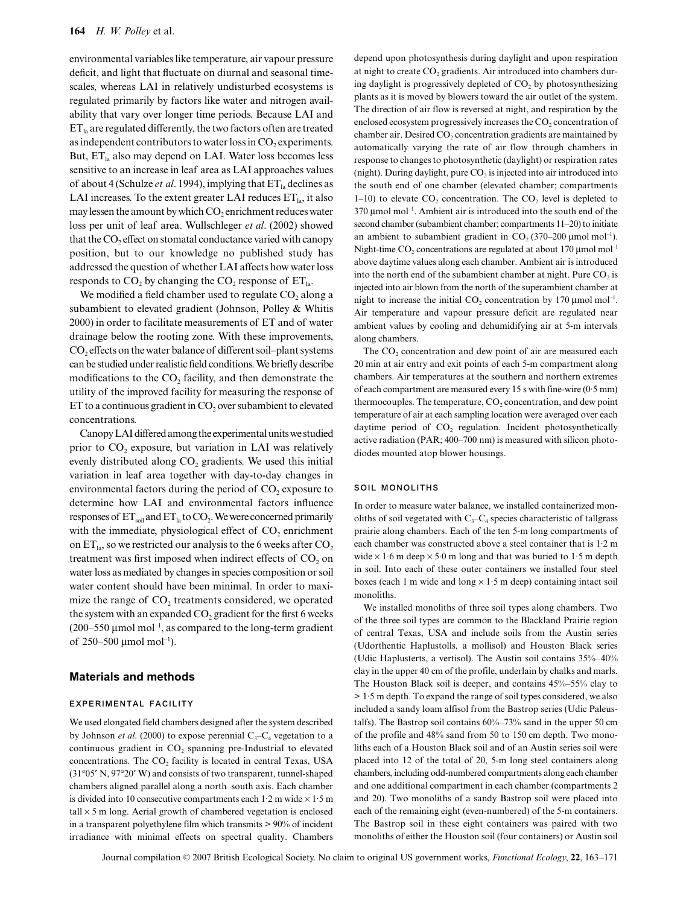environmental variables like temperature, air vapour pressure deficit, and light that fluctuate on diurnal and seasonal timescales, whereas LAI in relatively undisturbed ecosystems is regulated primarily by factors like water and nitrogen availability that vary over longer time periods. Because LAI and $ET_{la}$ are regulated differently, the two factors often are treated as independent contributors to water loss in $CO_2$ experiments. But, $ET_{la}$ also may depend on LAI. Water loss becomes less sensitive to an increase in leaf area as LAI approaches values of about 4 (Schulze *et al*. 1994), implying that $ET_{la}$ declines as LAI increases. To the extent greater LAI reduces $ET_{la}$, it also may lessen the amount by which $CO_2$ enrichment reduces water loss per unit of leaf area. Wullschleger *et al*. (2002) showed that the $CO_2$ effect on stomatal conductance varied with canopy position, but to our knowledge no published study has addressed the question of whether LAI affects how water loss responds to $CO_2$ by changing the $CO_2$ response of $ET_{la}$.

We modified a field chamber used to regulate $CO_2$ along a subambient to elevated gradient (Johnson, Polley & Whitis 2000) in order to facilitate measurements of ET and of water drainage below the rooting zone. With these improvements, $CO_2$ effects on the water balance of different soil–plant systems can be studied under realistic field conditions. We briefly describe modifications to the $CO_2$ facility, and then demonstrate the utility of the improved facility for measuring the response of ET to a continuous gradient in $CO_2$ over subambient to elevated concentrations.

Canopy LAI differed among the experimental units we studied prior to $CO_2$ exposure, but variation in LAI was relatively evenly distributed along $CO_2$ gradients. We used this initial variation in leaf area together with day-to-day changes in environmental factors during the period of $CO_2$ exposure to determine how LAI and environmental factors influence responses of $ET_{soil}$ and $ET_{la}$ to $CO_2$. We were concerned primarily with the immediate, physiological effect of $CO_2$ enrichment on $ET_{la}$, so we restricted our analysis to the 6 weeks after $CO_2$ treatment was first imposed when indirect effects of $CO_2$ on water loss as mediated by changes in species composition or soil water content should have been minimal. In order to maximize the range of $CO_2$ treatments considered, we operated the system with an expanded $CO_2$ gradient for the first 6 weeks (200–550 μmol mol$^{-1}$, as compared to the long-term gradient of 250–500 μmol mol$^{-1}$).

## Materials and methods

### EXPERIMENTAL FACILITY

We used elongated field chambers designed after the system described by Johnson *et al*. (2000) to expose perennial $C_3$–$C_4$ vegetation to a continuous gradient in $CO_2$ spanning pre-Industrial to elevated concentrations. The $CO_2$ facility is located in central Texas, USA (31°05′ N, 97°20′ W) and consists of two transparent, tunnel-shaped chambers aligned parallel along a north–south axis. Each chamber is divided into 10 consecutive compartments each 1·2 m wide × 1·5 m tall × 5 m long. Aerial growth of chambered vegetation is enclosed in a transparent polyethylene film which transmits > 90% of incident irradiance with minimal effects on spectral quality. Chambers depend upon photosynthesis during daylight and upon respiration at night to create $CO_2$ gradients. Air introduced into chambers during daylight is progressively depleted of $CO_2$ by photosynthesizing plants as it is moved by blowers toward the air outlet of the system. The direction of air flow is reversed at night, and respiration by the enclosed ecosystem progressively increases the $CO_2$ concentration of chamber air. Desired $CO_2$ concentration gradients are maintained by automatically varying the rate of air flow through chambers in response to changes to photosynthetic (daylight) or respiration rates (night). During daylight, pure $CO_2$ is injected into air introduced into the south end of one chamber (elevated chamber; compartments 1–10) to elevate $CO_2$ concentration. The $CO_2$ level is depleted to 370 μmol mol$^{-1}$. Ambient air is introduced into the south end of the second chamber (subambient chamber; compartments 11–20) to initiate an ambient to subambient gradient in $CO_2$ (370–200 μmol mol$^{-1}$). Night-time $CO_2$ concentrations are regulated at about 170 μmol mol$^{-1}$ above daytime values along each chamber. Ambient air is introduced into the north end of the subambient chamber at night. Pure $CO_2$ is injected into air blown from the north of the superambient chamber at night to increase the initial $CO_2$ concentration by 170 μmol mol$^{-1}$. Air temperature and vapour pressure deficit are regulated near ambient values by cooling and dehumidifying air at 5-m intervals along chambers.

The $CO_2$ concentration and dew point of air are measured each 20 min at air entry and exit points of each 5-m compartment along chambers. Air temperatures at the southern and northern extremes of each compartment are measured every 15 s with fine-wire (0·5 mm) thermocouples. The temperature, $CO_2$ concentration, and dew point temperature of air at each sampling location were averaged over each daytime period of $CO_2$ regulation. Incident photosynthetically active radiation (PAR; 400–700 nm) is measured with silicon photodiodes mounted atop blower housings.

### SOIL MONOLITHS

In order to measure water balance, we installed containerized monoliths of soil vegetated with $C_3$–$C_4$ species characteristic of tallgrass prairie along chambers. Each of the ten 5-m long compartments of each chamber was constructed above a steel container that is 1·2 m wide × 1·6 m deep × 5·0 m long and that was buried to 1·5 m depth in soil. Into each of these outer containers we installed four steel boxes (each 1 m wide and long × 1·5 m deep) containing intact soil monoliths.

We installed monoliths of three soil types along chambers. Two of the three soil types are common to the Blackland Prairie region of central Texas, USA and include soils from the Austin series (Udorthentic Haplustolls, a mollisol) and Houston Black series (Udic Haplusterts, a vertisol). The Austin soil contains 35%–40% clay in the upper 40 cm of the profile, underlain by chalks and marls. The Houston Black soil is deeper, and contains 45%–55% clay to > 1·5 m depth. To expand the range of soil types considered, we also included a sandy loam alfisol from the Bastrop series (Udic Paleustalfs). The Bastrop soil contains 60%–73% sand in the upper 50 cm of the profile and 48% sand from 50 to 150 cm depth. Two monoliths each of a Houston Black soil and of an Austin series soil were placed into 12 of the total of 20, 5-m long steel containers along chambers, including odd-numbered compartments along each chamber and one additional compartment in each chamber (compartments 2 and 20). Two monoliths of a sandy Bastrop soil were placed into each of the remaining eight (even-numbered) of the 5-m containers. The Bastrop soil in these eight containers was paired with two monoliths of either the Houston soil (four containers) or Austin soil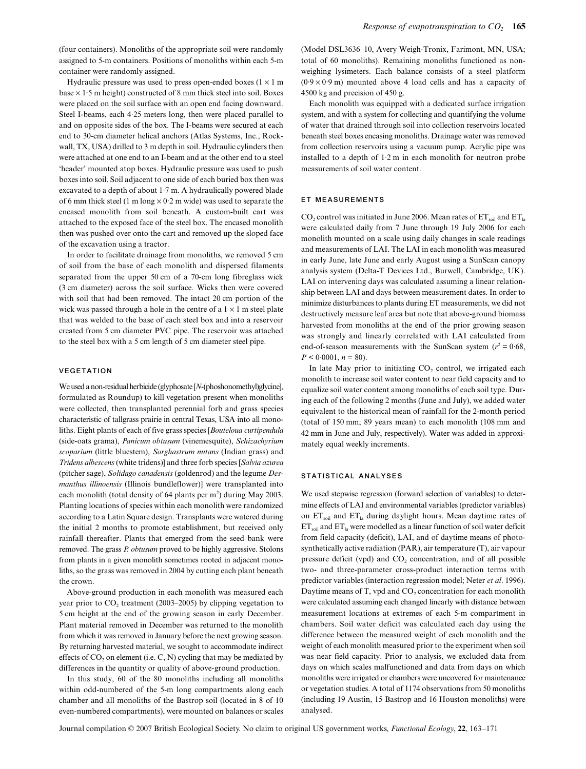(four containers). Monoliths of the appropriate soil were randomly assigned to 5-m containers. Positions of monoliths within each 5-m container were randomly assigned.

Hydraulic pressure was used to press open-ended boxes (1 × 1 m base × 1·5 m height) constructed of 8 mm thick steel into soil. Boxes were placed on the soil surface with an open end facing downward. Steel I-beams, each 4·25 meters long, then were placed parallel to and on opposite sides of the box. The I-beams were secured at each end to 30-cm diameter helical anchors (Atlas Systems, Inc., Rockwall, TX, USA) drilled to 3 m depth in soil. Hydraulic cylinders then were attached at one end to an I-beam and at the other end to a steel 'header' mounted atop boxes. Hydraulic pressure was used to push boxes into soil. Soil adjacent to one side of each buried box then was excavated to a depth of about 1·7 m. A hydraulically powered blade of 6 mm thick steel (1 m long × 0·2 m wide) was used to separate the encased monolith from soil beneath. A custom-built cart was attached to the exposed face of the steel box. The encased monolith then was pushed over onto the cart and removed up the sloped face of the excavation using a tractor.

In order to facilitate drainage from monoliths, we removed 5 cm of soil from the base of each monolith and dispersed filaments separated from the upper 50 cm of a 70-cm long fibreglass wick (3 cm diameter) across the soil surface. Wicks then were covered with soil that had been removed. The intact 20 cm portion of the wick was passed through a hole in the centre of a 1 × 1 m steel plate that was welded to the base of each steel box and into a reservoir created from 5 cm diameter PVC pipe. The reservoir was attached to the steel box with a 5 cm length of 5 cm diameter steel pipe.

### VEGETATION

We used a non-residual herbicide (glyphosate [*N*-(phoshonomethyl)glycine], formulated as Roundup) to kill vegetation present when monoliths were collected, then transplanted perennial forb and grass species characteristic of tallgrass prairie in central Texas, USA into all monoliths. Eight plants of each of five grass species [*Bouteloua curtipendula* (side-oats grama), *Panicum obtusum* (vinemesquite), *Schizachyrium scoparium* (little bluestem), *Sorghastrum nutans* (Indian grass) and *Tridens albescens* (white tridens)] and three forb species [*Salvia azurea* (pitcher sage), *Solidago canadensis* (goldenrod) and the legume *Desmanthus illinoensis* (Illinois bundleflower)] were transplanted into each monolith (total density of 64 plants per m$^2$) during May 2003. Planting locations of species within each monolith were randomized according to a Latin Square design. Transplants were watered during the initial 2 months to promote establishment, but received only rainfall thereafter. Plants that emerged from the seed bank were removed. The grass *P. obtusum* proved to be highly aggressive. Stolons from plants in a given monolith sometimes rooted in adjacent monoliths, so the grass was removed in 2004 by cutting each plant beneath the crown.

Above-ground production in each monolith was measured each year prior to $CO_2$ treatment (2003–2005) by clipping vegetation to 5 cm height at the end of the growing season in early December. Plant material removed in December was returned to the monolith from which it was removed in January before the next growing season. By returning harvested material, we sought to accommodate indirect effects of $CO_2$ on element (i.e. C, N) cycling that may be mediated by differences in the quantity or quality of above-ground production.

In this study, 60 of the 80 monoliths including all monoliths within odd-numbered of the 5-m long compartments along each chamber and all monoliths of the Bastrop soil (located in 8 of 10 even-numbered compartments), were mounted on balances or scales (Model DSL3636–10, Avery Weigh-Tronix, Farimont, MN, USA; total of 60 monoliths). Remaining monoliths functioned as non-weighing lysimeters. Each balance consists of a steel platform (0·9 × 0·9 m) mounted above 4 load cells and has a capacity of 4500 kg and precision of 450 g.

Each monolith was equipped with a dedicated surface irrigation system, and with a system for collecting and quantifying the volume of water that drained through soil into collection reservoirs located beneath steel boxes encasing monoliths. Drainage water was removed from collection reservoirs using a vacuum pump. Acrylic pipe was installed to a depth of 1·2 m in each monolith for neutron probe measurements of soil water content.

### ET MEASUREMENTS

$CO_2$ control was initiated in June 2006. Mean rates of $ET_{soil}$ and $ET_{la}$ were calculated daily from 7 June through 19 July 2006 for each monolith mounted on a scale using daily changes in scale readings and measurements of LAI. The LAI in each monolith was measured in early June, late June and early August using a SunScan canopy analysis system (Delta-T Devices Ltd., Burwell, Cambridge, UK). LAI on intervening days was calculated assuming a linear relationship between LAI and days between measurement dates. In order to minimize disturbances to plants during ET measurements, we did not destructively measure leaf area but note that above-ground biomass harvested from monoliths at the end of the prior growing season was strongly and linearly correlated with LAI calculated from end-of-season measurements with the SunScan system ($r^2 = 0.68$, $P < 0.0001$, $n = 80$).

In late May prior to initiating $CO_2$ control, we irrigated each monolith to increase soil water content to near field capacity and to equalize soil water content among monoliths of each soil type. During each of the following 2 months (June and July), we added water equivalent to the historical mean of rainfall for the 2-month period (total of 150 mm; 89 years mean) to each monolith (108 mm and 42 mm in June and July, respectively). Water was added in approximately equal weekly increments.

### STATISTICAL ANALYSES

We used stepwise regression (forward selection of variables) to determine effects of LAI and environmental variables (predictor variables) on $ET_{soil}$ and $ET_{la}$ during daylight hours. Mean daytime rates of $ET_{soil}$ and $ET_{la}$ were modelled as a linear function of soil water deficit from field capacity (deficit), LAI, and of daytime means of photosynthetically active radiation (PAR), air temperature (T), air vapour pressure deficit (vpd) and $CO_2$ concentration, and of all possible two- and three-parameter cross-product interaction terms with predictor variables (interaction regression model; Neter *et al*. 1996). Daytime means of T, vpd and $CO_2$ concentration for each monolith were calculated assuming each changed linearly with distance between measurement locations at extremes of each 5-m compartment in chambers. Soil water deficit was calculated each day using the difference between the measured weight of each monolith and the weight of each monolith measured prior to the experiment when soil was near field capacity. Prior to analysis, we excluded data from days on which scales malfunctioned and data from days on which monoliths were irrigated or chambers were uncovered for maintenance or vegetation studies. A total of 1174 observations from 50 monoliths (including 19 Austin, 15 Bastrop and 16 Houston monoliths) were analysed.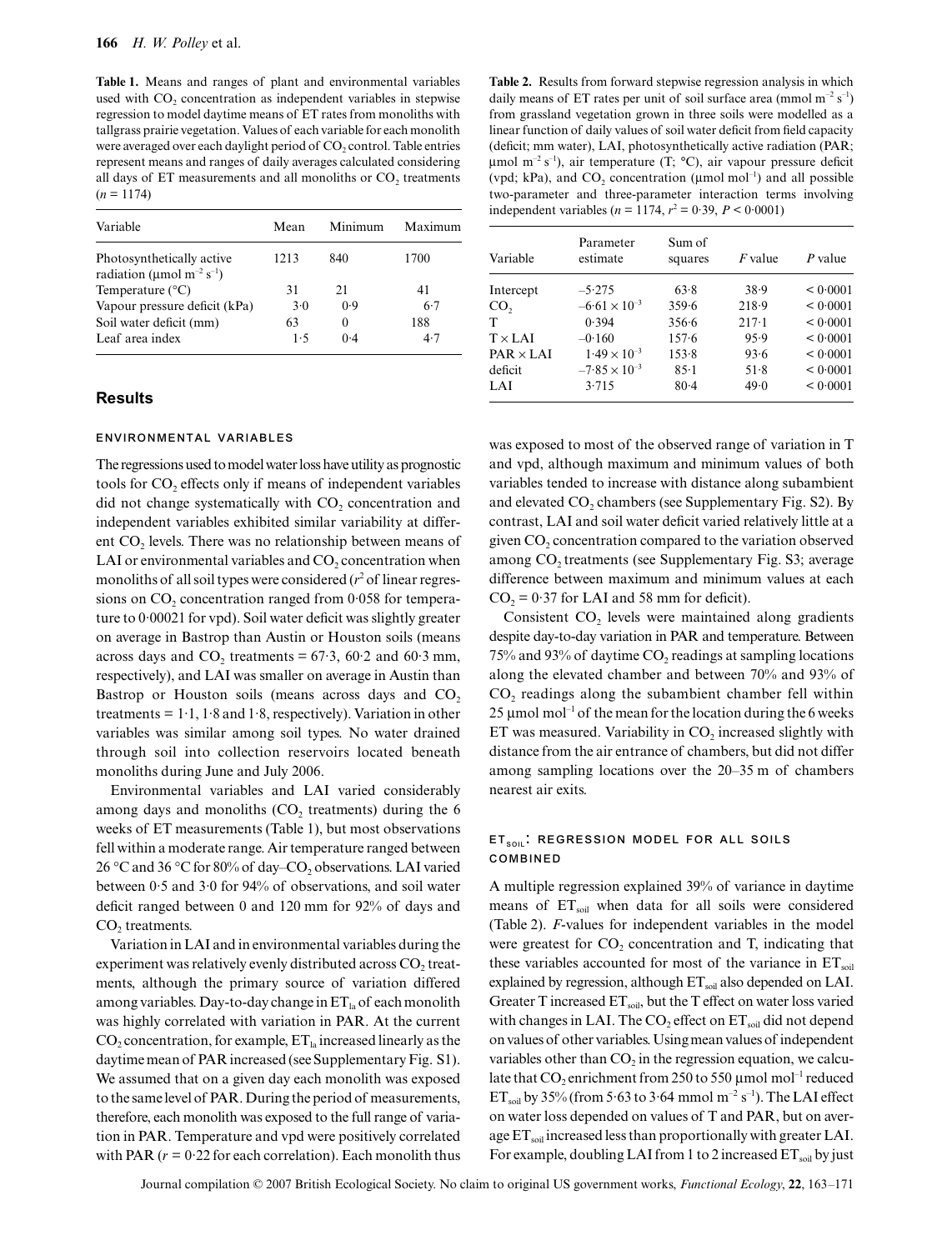**Table 1.** Means and ranges of plant and environmental variables used with $CO_2$ concentration as independent variables in stepwise regression to model daytime means of ET rates from monoliths with tallgrass prairie vegetation. Values of each variable for each monolith were averaged over each daylight period of $CO_2$ control. Table entries represent means and ranges of daily averages calculated considering all days of ET measurements and all monoliths or $CO_2$ treatments ($n = 1174$)

| Variable | Mean | Minimum | Maximum |
|---|---|---|---|
| Photosynthetically active radiation ($\mu$mol m$^{-2}$ s$^{-1}$) | 1213 | 840 | 1700 |
| Temperature (°C) | 31 | 21 | 41 |
| Vapour pressure deficit (kPa) | 3·0 | 0·9 | 6·7 |
| Soil water deficit (mm) | 63 | 0 | 188 |
| Leaf area index | 1·5 | 0·4 | 4·7 |

**Table 2.** Results from forward stepwise regression analysis in which daily means of ET rates per unit of soil surface area (mmol m$^{-2}$ s$^{-1}$) from grassland vegetation grown in three soils were modelled as a linear function of daily values of soil water deficit from field capacity (deficit; mm water), LAI, photosynthetically active radiation (PAR; $\mu$mol m$^{-2}$ s$^{-1}$), air temperature (T; °C), air vapour pressure deficit (vpd; kPa), and $CO_2$ concentration ($\mu$mol mol$^{-1}$) and all possible two-parameter and three-parameter interaction terms involving independent variables ($n = 1174$, $r^2 = 0{\cdot}39$, $P < 0{\cdot}0001$)

| Variable | Parameter estimate | Sum of squares | *F* value | *P* value |
|---|---|---|---|---|
| Intercept | –5·275 | 63·8 | 38·9 | < 0·0001 |
| $CO_2$ | $-6{\cdot}61 \times 10^{-3}$ | 359·6 | 218·9 | < 0·0001 |
| T | 0·394 | 356·6 | 217·1 | < 0·0001 |
| T × LAI | –0·160 | 157·6 | 95·9 | < 0·0001 |
| PAR × LAI | $1{\cdot}49 \times 10^{-3}$ | 153·8 | 93·6 | < 0·0001 |
| deficit | $-7{\cdot}85 \times 10^{-3}$ | 85·1 | 51·8 | < 0·0001 |
| LAI | 3·715 | 80·4 | 49·0 | < 0·0001 |

## Results

### ENVIRONMENTAL VARIABLES

The regressions used to model water loss have utility as prognostic tools for $CO_2$ effects only if means of independent variables did not change systematically with $CO_2$ concentration and independent variables exhibited similar variability at different $CO_2$ levels. There was no relationship between means of LAI or environmental variables and $CO_2$ concentration when monoliths of all soil types were considered ($r^2$ of linear regressions on $CO_2$ concentration ranged from 0·058 for temperature to 0·00021 for vpd). Soil water deficit was slightly greater on average in Bastrop than Austin or Houston soils (means across days and $CO_2$ treatments = 67·3, 60·2 and 60·3 mm, respectively), and LAI was smaller on average in Austin than Bastrop or Houston soils (means across days and $CO_2$ treatments = 1·1, 1·8 and 1·8, respectively). Variation in other variables was similar among soil types. No water drained through soil into collection reservoirs located beneath monoliths during June and July 2006.

Environmental variables and LAI varied considerably among days and monoliths ($CO_2$ treatments) during the 6 weeks of ET measurements (Table 1), but most observations fell within a moderate range. Air temperature ranged between 26 °C and 36 °C for 80% of day–$CO_2$ observations. LAI varied between 0·5 and 3·0 for 94% of observations, and soil water deficit ranged between 0 and 120 mm for 92% of days and $CO_2$ treatments.

Variation in LAI and in environmental variables during the experiment was relatively evenly distributed across $CO_2$ treatments, although the primary source of variation differed among variables. Day-to-day change in $ET_{la}$ of each monolith was highly correlated with variation in PAR. At the current $CO_2$ concentration, for example, $ET_{la}$ increased linearly as the daytime mean of PAR increased (see Supplementary Fig. S1). We assumed that on a given day each monolith was exposed to the same level of PAR. During the period of measurements, therefore, each monolith was exposed to the full range of variation in PAR. Temperature and vpd were positively correlated with PAR ($r = 0{\cdot}22$ for each correlation). Each monolith thus was exposed to most of the observed range of variation in T and vpd, although maximum and minimum values of both variables tended to increase with distance along subambient and elevated $CO_2$ chambers (see Supplementary Fig. S2). By contrast, LAI and soil water deficit varied relatively little at a given $CO_2$ concentration compared to the variation observed among $CO_2$ treatments (see Supplementary Fig. S3; average difference between maximum and minimum values at each $CO_2$ = 0·37 for LAI and 58 mm for deficit).

Consistent $CO_2$ levels were maintained along gradients despite day-to-day variation in PAR and temperature. Between 75% and 93% of daytime $CO_2$ readings at sampling locations along the elevated chamber and between 70% and 93% of $CO_2$ readings along the subambient chamber fell within 25 $\mu$mol mol$^{-1}$ of the mean for the location during the 6 weeks ET was measured. Variability in $CO_2$ increased slightly with distance from the air entrance of chambers, but did not differ among sampling locations over the 20–35 m of chambers nearest air exits.

### $ET_{SOIL}$: REGRESSION MODEL FOR ALL SOILS COMBINED

A multiple regression explained 39% of variance in daytime means of $ET_{soil}$ when data for all soils were considered (Table 2). *F*-values for independent variables in the model were greatest for $CO_2$ concentration and T, indicating that these variables accounted for most of the variance in $ET_{soil}$ explained by regression, although $ET_{soil}$ also depended on LAI. Greater T increased $ET_{soil}$, but the T effect on water loss varied with changes in LAI. The $CO_2$ effect on $ET_{soil}$ did not depend on values of other variables. Using mean values of independent variables other than $CO_2$ in the regression equation, we calculate that $CO_2$ enrichment from 250 to 550 $\mu$mol mol$^{-1}$ reduced $ET_{soil}$ by 35% (from 5·63 to 3·64 mmol m$^{-2}$ s$^{-1}$). The LAI effect on water loss depended on values of T and PAR, but on average $ET_{soil}$ increased less than proportionally with greater LAI. For example, doubling LAI from 1 to 2 increased $ET_{soil}$ by just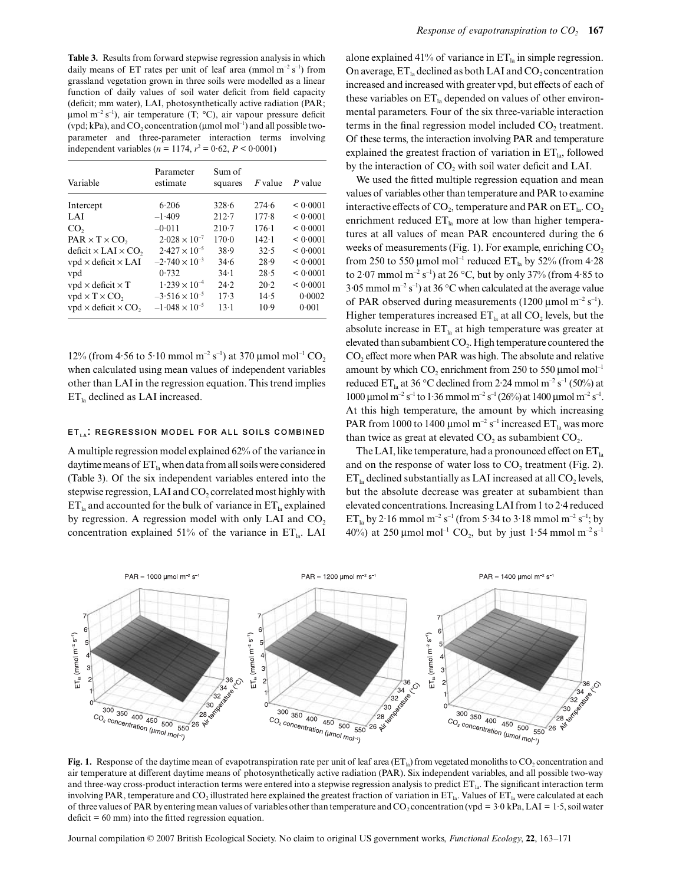**Table 3.** Results from forward stepwise regression analysis in which daily means of ET rates per unit of leaf area (mmol m$^{-2}$ s$^{-1}$) from grassland vegetation grown in three soils were modelled as a linear function of daily values of soil water deficit from field capacity (deficit; mm water), LAI, photosynthetically active radiation (PAR; µmol m$^{-2}$ s$^{-1}$), air temperature (T; °C), air vapour pressure deficit (vpd; kPa), and $CO_2$ concentration (µmol mol$^{-1}$) and all possible two-parameter and three-parameter interaction terms involving independent variables ($n = 1174$, $r^2 = 0{\cdot}62$, $P < 0{\cdot}0001$)

| Variable | Parameter estimate | Sum of squares | F value | P value |
|---|---|---|---|---|
| Intercept | 6·206 | 328·6 | 274·6 | < 0·0001 |
| LAI | –1·409 | 212·7 | 177·8 | < 0·0001 |
| $CO_2$ | –0·011 | 210·7 | 176·1 | < 0·0001 |
| PAR × T × $CO_2$ | $2{\cdot}028 \times 10^{-7}$ | 170·0 | 142·1 | < 0·0001 |
| deficit × LAI × $CO_2$ | $2{\cdot}427 \times 10^{-5}$ | 38·9 | 32·5 | < 0·0001 |
| vpd × deficit × LAI | $-2{\cdot}740 \times 10^{-3}$ | 34·6 | 28·9 | < 0·0001 |
| vpd | 0·732 | 34·1 | 28·5 | < 0·0001 |
| vpd × deficit × T | $1{\cdot}239 \times 10^{-4}$ | 24·2 | 20·2 | < 0·0001 |
| vpd × T × $CO_2$ | $-3{\cdot}516 \times 10^{-5}$ | 17·3 | 14·5 | 0·0002 |
| vpd × deficit × $CO_2$ | $-1{\cdot}048 \times 10^{-5}$ | 13·1 | 10·9 | 0·001 |

12% (from 4·56 to 5·10 mmol m$^{-2}$ s$^{-1}$) at 370 µmol mol$^{-1}$ $CO_2$ when calculated using mean values of independent variables other than LAI in the regression equation. This trend implies $ET_{la}$ declined as LAI increased.

### $ET_{LA}$: REGRESSION MODEL FOR ALL SOILS COMBINED

A multiple regression model explained 62% of the variance in daytime means of $ET_{la}$ when data from all soils were considered (Table 3). Of the six independent variables entered into the stepwise regression, LAI and $CO_2$ correlated most highly with $ET_{la}$ and accounted for the bulk of variance in $ET_{la}$ explained by regression. A regression model with only LAI and $CO_2$ concentration explained 51% of the variance in $ET_{la}$. LAI alone explained 41% of variance in $ET_{la}$ in simple regression. On average, $ET_{la}$ declined as both LAI and $CO_2$ concentration increased and increased with greater vpd, but effects of each of these variables on $ET_{la}$ depended on values of other environmental parameters. Four of the six three-variable interaction terms in the final regression model included $CO_2$ treatment. Of these terms, the interaction involving PAR and temperature explained the greatest fraction of variation in $ET_{la}$, followed by the interaction of $CO_2$ with soil water deficit and LAI.

We used the fitted multiple regression equation and mean values of variables other than temperature and PAR to examine interactive effects of $CO_2$, temperature and PAR on $ET_{la}$. $CO_2$ enrichment reduced $ET_{la}$ more at low than higher temperatures at all values of mean PAR encountered during the 6 weeks of measurements (Fig. 1). For example, enriching $CO_2$ from 250 to 550 µmol mol$^{-1}$ reduced $ET_{la}$ by 52% (from 4·28 to 2·07 mmol m$^{-2}$ s$^{-1}$) at 26 °C, but by only 37% (from 4·85 to 3·05 mmol m$^{-2}$ s$^{-1}$) at 36 °C when calculated at the average value of PAR observed during measurements (1200 µmol m$^{-2}$ s$^{-1}$). Higher temperatures increased $ET_{la}$ at all $CO_2$ levels, but the absolute increase in $ET_{la}$ at high temperature was greater at elevated than subambient $CO_2$. High temperature countered the $CO_2$ effect more when PAR was high. The absolute and relative amount by which $CO_2$ enrichment from 250 to 550 µmol mol$^{-1}$ reduced $ET_{la}$ at 36 °C declined from 2·24 mmol m$^{-2}$ s$^{-1}$ (50%) at 1000 µmol m$^{-2}$ s$^{-1}$ to 1·36 mmol m$^{-2}$ s$^{-1}$ (26%) at 1400 µmol m$^{-2}$ s$^{-1}$. At this high temperature, the amount by which increasing PAR from 1000 to 1400 µmol m$^{-2}$ s$^{-1}$ increased $ET_{la}$ was more than twice as great at elevated $CO_2$ as subambient $CO_2$.

The LAI, like temperature, had a pronounced effect on $ET_{la}$ and on the response of water loss to $CO_2$ treatment (Fig. 2). $ET_{la}$ declined substantially as LAI increased at all $CO_2$ levels, but the absolute decrease was greater at subambient than elevated concentrations. Increasing LAI from 1 to 2·4 reduced $ET_{la}$ by 2·16 mmol m$^{-2}$ s$^{-1}$ (from 5·34 to 3·18 mmol m$^{-2}$ s$^{-1}$; by 40%) at 250 µmol mol$^{-1}$ $CO_2$, but by just 1·54 mmol m$^{-2}$ s$^{-1}$

PAR = 1000 µmol m$^{-2}$ s$^{-1}$
PAR = 1200 µmol m$^{-2}$ s$^{-1}$
PAR = 1400 µmol m$^{-2}$ s$^{-1}$
$ET_{la}$ (mmol m$^{-2}$ s$^{-1}$)
$CO_2$ concentration (µmol mol$^{-1}$)
Air temperature (°C)

**Fig. 1.** Response of the daytime mean of evapotranspiration rate per unit of leaf area ($ET_{la}$) from vegetated monoliths to $CO_2$ concentration and air temperature at different daytime means of photosynthetically active radiation (PAR). Six independent variables, and all possible two-way and three-way cross-product interaction terms were entered into a stepwise regression analysis to predict $ET_{la}$. The significant interaction term involving PAR, temperature and $CO_2$ illustrated here explained the greatest fraction of variation in $ET_{la}$. Values of $ET_{la}$ were calculated at each of three values of PAR by entering mean values of variables other than temperature and $CO_2$ concentration (vpd = 3·0 kPa, LAI = 1·5, soil water deficit = 60 mm) into the fitted regression equation.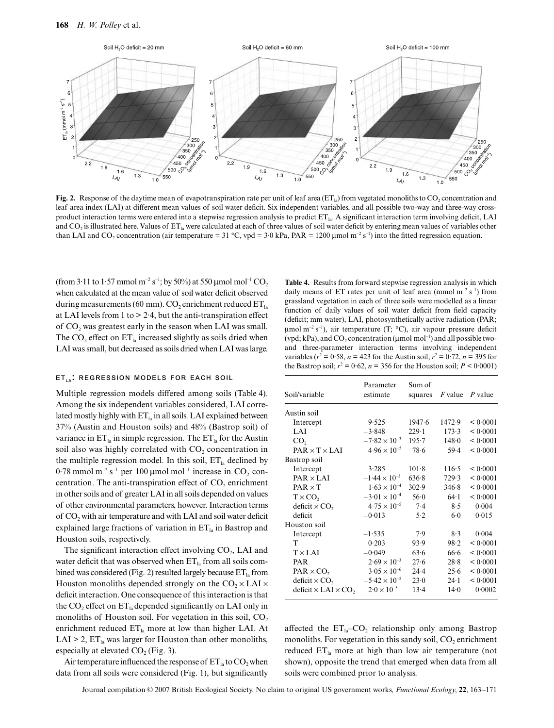Soil $H_2O$ deficit = 20 mm

Soil $H_2O$ deficit = 60 mm

Soil $H_2O$ deficit = 100 mm

$ET_{la}$ (mmol m$^{-2}$ s$^{-1}$)

7
6
5
4
3
2
1
0

LAI
2.2
1.9
1.6
1.3
1.0

$CO_2$ concentration (μmol mol$^{-1}$)
250
300
350
400
450
500
550

**Fig. 2.** Response of the daytime mean of evapotranspiration rate per unit of leaf area ($ET_{la}$) from vegetated monoliths to $CO_2$ concentration and leaf area index (LAI) at different mean values of soil water deficit. Six independent variables, and all possible two-way and three-way cross-product interaction terms were entered into a stepwise regression analysis to predict $ET_{la}$. A significant interaction term involving deficit, LAI and $CO_2$ is illustrated here. Values of $ET_{la}$ were calculated at each of three values of soil water deficit by entering mean values of variables other than LAI and $CO_2$ concentration (air temperature = 31 °C, vpd = 3·0 kPa, PAR = 1200 μmol m$^{-2}$ s$^{-1}$) into the fitted regression equation.

(from 3·11 to 1·57 mmol m$^{-2}$ s$^{-1}$; by 50%) at 550 μmol mol$^{-1}$ $CO_2$ when calculated at the mean value of soil water deficit observed during measurements (60 mm). $CO_2$ enrichment reduced $ET_{la}$ at LAI levels from 1 to > 2·4, but the anti-transpiration effect of $CO_2$ was greatest early in the season when LAI was small. The $CO_2$ effect on $ET_{la}$ increased slightly as soils dried when LAI was small, but decreased as soils dried when LAI was large.

### $ET_{LA}$: REGRESSION MODELS FOR EACH SOIL

Multiple regression models differed among soils (Table 4). Among the six independent variables considered, LAI correlated mostly highly with $ET_{la}$ in all soils. LAI explained between 37% (Austin and Houston soils) and 48% (Bastrop soil) of variance in $ET_{la}$ in simple regression. The $ET_{la}$ for the Austin soil also was highly correlated with $CO_2$ concentration in the multiple regression model. In this soil, $ET_{la}$ declined by 0·78 mmol m$^{-2}$ s$^{-1}$ per 100 μmol mol$^{-1}$ increase in $CO_2$ concentration. The anti-transpiration effect of $CO_2$ enrichment in other soils and of greater LAI in all soils depended on values of other environmental parameters, however. Interaction terms of $CO_2$ with air temperature and with LAI and soil water deficit explained large fractions of variation in $ET_{la}$ in Bastrop and Houston soils, respectively.

The significant interaction effect involving $CO_2$, LAI and water deficit that was observed when $ET_{la}$ from all soils combined was considered (Fig. 2) resulted largely because $ET_{la}$ from Houston monoliths depended strongly on the $CO_2$ × LAI × deficit interaction. One consequence of this interaction is that the $CO_2$ effect on $ET_{la}$ depended significantly on LAI only in monoliths of Houston soil. For vegetation in this soil, $CO_2$ enrichment reduced $ET_{la}$ more at low than higher LAI. At LAI > 2, $ET_{la}$ was larger for Houston than other monoliths, especially at elevated $CO_2$ (Fig. 3).

Air temperature influenced the response of $ET_{la}$ to $CO_2$ when data from all soils were considered (Fig. 1), but significantly affected the $ET_{la}$–$CO_2$ relationship only among Bastrop monoliths. For vegetation in this sandy soil, $CO_2$ enrichment reduced $ET_{la}$ more at high than low air temperature (not shown), opposite the trend that emerged when data from all soils were combined prior to analysis.

**Table 4.** Results from forward stepwise regression analysis in which daily means of ET rates per unit of leaf area (mmol m$^{-2}$ s$^{-1}$) from grassland vegetation in each of three soils were modelled as a linear function of daily values of soil water deficit from field capacity (deficit; mm water), LAI, photosynthetically active radiation (PAR; μmol m$^{-2}$ s$^{-1}$), air temperature (T; °C), air vapour pressure deficit (vpd; kPa), and $CO_2$ concentration (μmol mol$^{-1}$) and all possible two- and three-parameter interaction terms involving independent variables ($r^2$ = 0·58, $n$ = 423 for the Austin soil; $r^2$ = 0·72, $n$ = 395 for the Bastrop soil; $r^2$ = 0·62, $n$ = 356 for the Houston soil; $P$ < 0·0001)

| Soil/variable | Parameter estimate | Sum of squares | $F$ value | $P$ value |
|---|---|---|---|---|
| Austin soil | | | | |
| Intercept | 9·525 | 1947·6 | 1472·9 | < 0·0001 |
| LAI | −3·848 | 229·1 | 173·3 | < 0·0001 |
| $CO_2$ | $-7{\cdot}82 \times 10^{-3}$ | 195·7 | 148·0 | < 0·0001 |
| PAR × T × LAI | $4{\cdot}96 \times 10^{-5}$ | 78·6 | 59·4 | < 0·0001 |
| Bastrop soil | | | | |
| Intercept | 3·285 | 101·8 | 116·5 | < 0·0001 |
| PAR × LAI | $-1{\cdot}44 \times 10^{-3}$ | 636·8 | 729·3 | < 0·0001 |
| PAR × T | $1{\cdot}63 \times 10^{-4}$ | 302·9 | 346·8 | < 0·0001 |
| T × $CO_2$ | $-3{\cdot}01 \times 10^{-4}$ | 56·0 | 64·1 | < 0·0001 |
| deficit × $CO_2$ | $4{\cdot}75 \times 10^{-5}$ | 7·4 | 8·5 | 0·004 |
| deficit | −0·013 | 5·2 | 6·0 | 0·015 |
| Houston soil | | | | |
| Intercept | −1·535 | 7·9 | 8·3 | 0·004 |
| T | 0·203 | 93·9 | 98·2 | < 0·0001 |
| T × LAI | −0·049 | 63·6 | 66·6 | < 0·0001 |
| PAR | $2{\cdot}69 \times 10^{-3}$ | 27·6 | 28·8 | < 0·0001 |
| PAR × $CO_2$ | $-3{\cdot}05 \times 10^{-6}$ | 24·4 | 25·6 | < 0·0001 |
| deficit × $CO_2$ | $-5{\cdot}42 \times 10^{-5}$ | 23·0 | 24·1 | < 0·0001 |
| deficit × LAI × $CO_2$ | $2{\cdot}0 \times 10^{-5}$ | 13·4 | 14·0 | 0·0002 |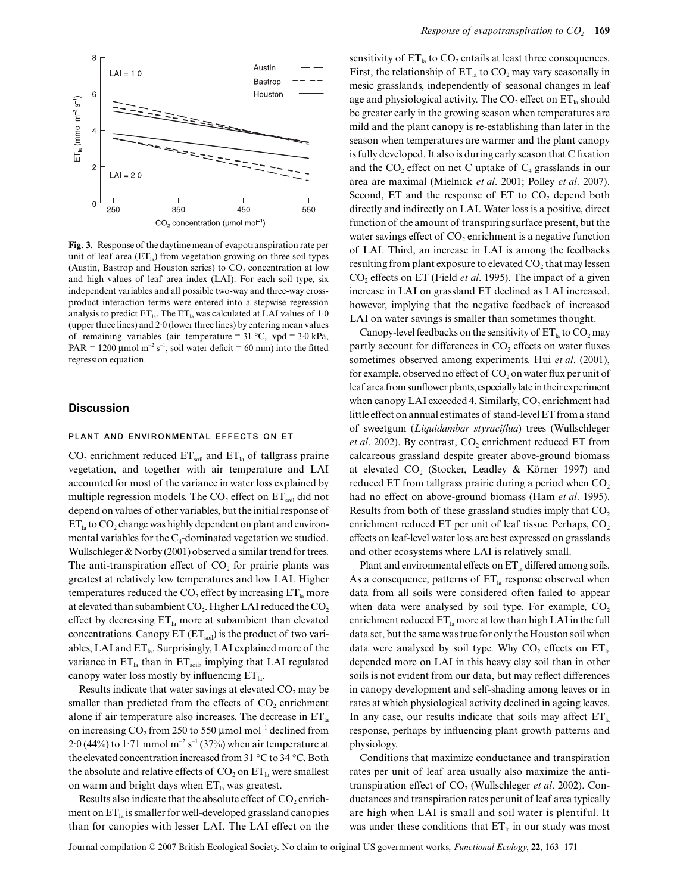**Fig. 3.** Response of the daytime mean of evapotranspiration rate per unit of leaf area ($ET_{la}$) from vegetation growing on three soil types (Austin, Bastrop and Houston series) to $CO_2$ concentration at low and high values of leaf area index (LAI). For each soil type, six independent variables and all possible two-way and three-way cross-product interaction terms were entered into a stepwise regression analysis to predict $ET_{la}$. The $ET_{la}$ was calculated at LAI values of 1·0 (upper three lines) and 2·0 (lower three lines) by entering mean values of remaining variables (air temperature = 31 °C, vpd = 3·0 kPa, PAR = 1200 μmol $m^{-2}$ $s^{-1}$, soil water deficit = 60 mm) into the fitted regression equation.

## Discussion

### PLANT AND ENVIRONMENTAL EFFECTS ON ET

$CO_2$ enrichment reduced $ET_{soil}$ and $ET_{la}$ of tallgrass prairie vegetation, and together with air temperature and LAI accounted for most of the variance in water loss explained by multiple regression models. The $CO_2$ effect on $ET_{soil}$ did not depend on values of other variables, but the initial response of $ET_{la}$ to $CO_2$ change was highly dependent on plant and environmental variables for the $C_4$-dominated vegetation we studied. Wullschleger & Norby (2001) observed a similar trend for trees. The anti-transpiration effect of $CO_2$ for prairie plants was greatest at relatively low temperatures and low LAI. Higher temperatures reduced the $CO_2$ effect by increasing $ET_{la}$ more at elevated than subambient $CO_2$. Higher LAI reduced the $CO_2$ effect by decreasing $ET_{la}$ more at subambient than elevated concentrations. Canopy ET ($ET_{soil}$) is the product of two variables, LAI and $ET_{la}$. Surprisingly, LAI explained more of the variance in $ET_{la}$ than in $ET_{soil}$, implying that LAI regulated canopy water loss mostly by influencing $ET_{la}$.

Results indicate that water savings at elevated $CO_2$ may be smaller than predicted from the effects of $CO_2$ enrichment alone if air temperature also increases. The decrease in $ET_{la}$ on increasing $CO_2$ from 250 to 550 μmol $mol^{-1}$ declined from 2·0 (44%) to 1·71 mmol $m^{-2}$ $s^{-1}$ (37%) when air temperature at the elevated concentration increased from 31 °C to 34 °C. Both the absolute and relative effects of $CO_2$ on $ET_{la}$ were smallest on warm and bright days when $ET_{la}$ was greatest.

Results also indicate that the absolute effect of $CO_2$ enrichment on $ET_{la}$ is smaller for well-developed grassland canopies than for canopies with lesser LAI. The LAI effect on the sensitivity of $ET_{la}$ to $CO_2$ entails at least three consequences. First, the relationship of $ET_{la}$ to $CO_2$ may vary seasonally in mesic grasslands, independently of seasonal changes in leaf age and physiological activity. The $CO_2$ effect on $ET_{la}$ should be greater early in the growing season when temperatures are mild and the plant canopy is re-establishing than later in the season when temperatures are warmer and the plant canopy is fully developed. It also is during early season that C fixation and the $CO_2$ effect on net C uptake of $C_4$ grasslands in our area are maximal (Mielnick *et al*. 2001; Polley *et al*. 2007). Second, ET and the response of ET to $CO_2$ depend both directly and indirectly on LAI. Water loss is a positive, direct function of the amount of transpiring surface present, but the water savings effect of $CO_2$ enrichment is a negative function of LAI. Third, an increase in LAI is among the feedbacks resulting from plant exposure to elevated $CO_2$ that may lessen $CO_2$ effects on ET (Field *et al*. 1995). The impact of a given increase in LAI on grassland ET declined as LAI increased, however, implying that the negative feedback of increased LAI on water savings is smaller than sometimes thought.

Canopy-level feedbacks on the sensitivity of $ET_{la}$ to $CO_2$ may partly account for differences in $CO_2$ effects on water fluxes sometimes observed among experiments. Hui *et al*. (2001), for example, observed no effect of $CO_2$ on water flux per unit of leaf area from sunflower plants, especially late in their experiment when canopy LAI exceeded 4. Similarly, $CO_2$ enrichment had little effect on annual estimates of stand-level ET from a stand of sweetgum (*Liquidambar styraciflua*) trees (Wullschleger *et al*. 2002). By contrast, $CO_2$ enrichment reduced ET from calcareous grassland despite greater above-ground biomass at elevated $CO_2$ (Stocker, Leadley & Körner 1997) and reduced ET from tallgrass prairie during a period when $CO_2$ had no effect on above-ground biomass (Ham *et al*. 1995). Results from both of these grassland studies imply that $CO_2$ enrichment reduced ET per unit of leaf tissue. Perhaps, $CO_2$ effects on leaf-level water loss are best expressed on grasslands and other ecosystems where LAI is relatively small.

Plant and environmental effects on $ET_{la}$ differed among soils. As a consequence, patterns of $ET_{la}$ response observed when data from all soils were considered often failed to appear when data were analysed by soil type. For example, $CO_2$ enrichment reduced $ET_{la}$ more at low than high LAI in the full data set, but the same was true for only the Houston soil when data were analysed by soil type. Why $CO_2$ effects on $ET_{la}$ depended more on LAI in this heavy clay soil than in other soils is not evident from our data, but may reflect differences in canopy development and self-shading among leaves or in rates at which physiological activity declined in ageing leaves. In any case, our results indicate that soils may affect $ET_{la}$ response, perhaps by influencing plant growth patterns and physiology.

Conditions that maximize conductance and transpiration rates per unit of leaf area usually also maximize the anti-transpiration effect of $CO_2$ (Wullschleger *et al*. 2002). Conductances and transpiration rates per unit of leaf area typically are high when LAI is small and soil water is plentiful. It was under these conditions that $ET_{la}$ in our study was most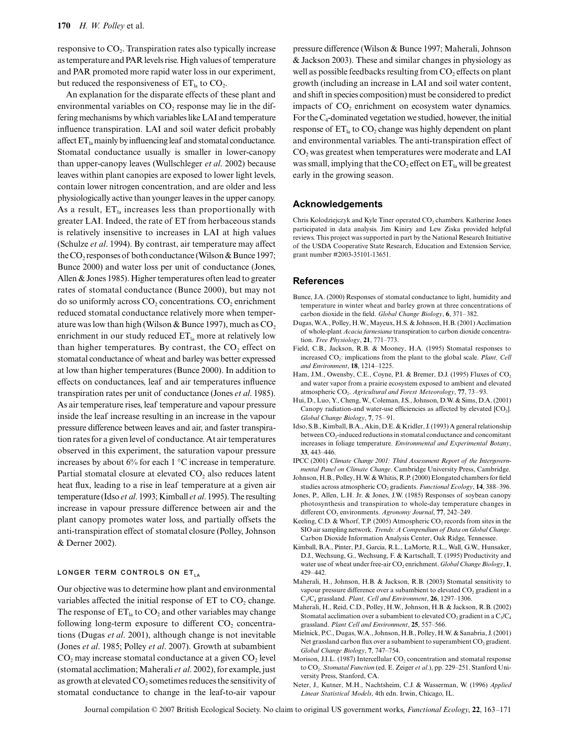responsive to $CO_2$. Transpiration rates also typically increase as temperature and PAR levels rise. High values of temperature and PAR promoted more rapid water loss in our experiment, but reduced the responsiveness of $ET_{la}$ to $CO_2$.

An explanation for the disparate effects of these plant and environmental variables on $CO_2$ response may lie in the differing mechanisms by which variables like LAI and temperature influence transpiration. LAI and soil water deficit probably affect $ET_{la}$ mainly by influencing leaf and stomatal conductance. Stomatal conductance usually is smaller in lower-canopy than upper-canopy leaves (Wullschleger *et al*. 2002) because leaves within plant canopies are exposed to lower light levels, contain lower nitrogen concentration, and are older and less physiologically active than younger leaves in the upper canopy. As a result, $ET_{la}$ increases less than proportionally with greater LAI. Indeed, the rate of ET from herbaceous stands is relatively insensitive to increases in LAI at high values (Schulze *et al*. 1994). By contrast, air temperature may affect the $CO_2$ responses of both conductance (Wilson & Bunce 1997; Bunce 2000) and water loss per unit of conductance (Jones, Allen & Jones 1985). Higher temperatures often lead to greater rates of stomatal conductance (Bunce 2000), but may not do so uniformly across $CO_2$ concentrations. $CO_2$ enrichment reduced stomatal conductance relatively more when temperature was low than high (Wilson & Bunce 1997), much as $CO_2$ enrichment in our study reduced $ET_{la}$ more at relatively low than higher temperatures. By contrast, the $CO_2$ effect on stomatal conductance of wheat and barley was better expressed at low than higher temperatures (Bunce 2000). In addition to effects on conductances, leaf and air temperatures influence transpiration rates per unit of conductance (Jones *et al*. 1985). As air temperature rises, leaf temperature and vapour pressure inside the leaf increase resulting in an increase in the vapour pressure difference between leaves and air, and faster transpiration rates for a given level of conductance. At air temperatures observed in this experiment, the saturation vapour pressure increases by about 6% for each 1 °C increase in temperature. Partial stomatal closure at elevated $CO_2$ also reduces latent heat flux, leading to a rise in leaf temperature at a given air temperature (Idso *et al*. 1993; Kimball *et al*. 1995). The resulting increase in vapour pressure difference between air and the plant canopy promotes water loss, and partially offsets the anti-transpiration effect of stomatal closure (Polley, Johnson & Derner 2002).

### LONGER TERM CONTROLS ON $ET_{LA}$

Our objective was to determine how plant and environmental variables affected the initial response of ET to $CO_2$ change. The response of $ET_{la}$ to $CO_2$ and other variables may change following long-term exposure to different $CO_2$ concentrations (Dugas *et al*. 2001), although change is not inevitable (Jones *et al*. 1985; Polley *et al*. 2007). Growth at subambient $CO_2$ may increase stomatal conductance at a given $CO_2$ level (stomatal acclimation; Maherali *et al*. 2002), for example, just as growth at elevated $CO_2$ sometimes reduces the sensitivity of stomatal conductance to change in the leaf-to-air vapour pressure difference (Wilson & Bunce 1997; Maherali, Johnson & Jackson 2003). These and similar changes in physiology as well as possible feedbacks resulting from $CO_2$ effects on plant growth (including an increase in LAI and soil water content, and shift in species composition) must be considered to predict impacts of $CO_2$ enrichment on ecosystem water dynamics. For the $C_4$-dominated vegetation we studied, however, the initial response of $ET_{la}$ to $CO_2$ change was highly dependent on plant and environmental variables. The anti-transpiration effect of $CO_2$ was greatest when temperatures were moderate and LAI was small, implying that the $CO_2$ effect on $ET_{la}$ will be greatest early in the growing season.

## Acknowledgements

Chris Kolodziejczyk and Kyle Tiner operated $CO_2$ chambers. Katherine Jones participated in data analysis. Jim Kiniry and Lew Ziska provided helpful reviews. This project was supported in part by the National Research Initiative of the USDA Cooperative State Research, Education and Extension Service, grant number #2003-35101-13651.

## References

Bunce, J.A. (2000) Responses of stomatal conductance to light, humidity and temperature in winter wheat and barley grown at three concentrations of carbon dioxide in the field. *Global Change Biology*, **6**, 371–382.

Dugas, W.A., Polley, H.W., Mayeux, H.S. & Johnson, H.B. (2001) Acclimation of whole-plant *Acacia farnesiana* transpiration to carbon dioxide concentration. *Tree Physiology*, **21**, 771–773.

Field, C.B., Jackson, R.B. & Mooney, H.A. (1995) Stomatal responses to increased $CO_2$: implications from the plant to the global scale. *Plant, Cell and Environment*, **18**, 1214–1225.

Ham, J.M., Owensby, C.E., Coyne, P.I. & Bremer, D.J. (1995) Fluxes of $CO_2$ and water vapor from a prairie ecosystem exposed to ambient and elevated atmospheric $CO_2$. *Agricultural and Forest Meteorology*, **77**, 73–93.

Hui, D., Luo, Y., Cheng, W., Coleman, J.S., Johnson, D.W. & Sims, D.A. (2001) Canopy radiation-and water-use efficiencies as affected by elevated [$CO_2$]. *Global Change Biology*, **7**, 75–91.

Idso, S.B., Kimball, B.A., Akin, D.E. & Kridler, J. (1993) A general relationship between $CO_2$-induced reductions in stomatal conductance and concomitant increases in foliage temperature. *Environmental and Experimental Botany*, **33**, 443–446.

IPCC (2001) *Climate Change 2001: Third Assessment Report of the Intergovernmental Panel on Climate Change*. Cambridge University Press, Cambridge.

Johnson, H.B., Polley, H.W. & Whitis, R.P. (2000) Elongated chambers for field studies across atmospheric $CO_2$ gradients. *Functional Ecology*, **14**, 388–396.

Jones, P., Allen, L.H. Jr. & Jones, J.W. (1985) Responses of soybean canopy photosynthesis and transpiration to whole-day temperature changes in different $CO_2$ environments. *Agronomy Journal*, **77**, 242–249.

Keeling, C.D. & Whorf, T.P. (2005) Atmospheric $CO_2$ records from sites in the SIO air sampling network. *Trends: A Compendium of Data on Global Change*. Carbon Dioxide Information Analysis Center, Oak Ridge, Tennessee.

Kimball, B.A., Pinter, P.J., Garcia, R.L., LaMorte, R.L., Wall, G.W., Hunsaker, D.J., Wechsung, G., Wechsung, F. & Kartschall, T. (1995) Productivity and water use of wheat under free-air $CO_2$ enrichment. *Global Change Biology*, **1**, 429–442.

Maherali, H., Johnson, H.B. & Jackson, R.B. (2003) Stomatal sensitivity to vapour pressure difference over a subambient to elevated $CO_2$ gradient in a $C_3$/$C_4$ grassland. *Plant, Cell and Environment*, **26**, 1297–1306.

Maherali, H., Reid, C.D., Polley, H.W., Johnson, H.B. & Jackson, R.B. (2002) Stomatal acclimation over a subambient to elevated $CO_2$ gradient in a $C_3$/$C_4$ grassland. *Plant Cell and Environment*, **25**, 557–566.

Mielnick, P.C., Dugas, W.A., Johnson, H.B., Polley, H.W. & Sanabria, J. (2001) Net grassland carbon flux over a subambient to superambient $CO_2$ gradient. *Global Change Biology*, **7**, 747–754.

Morison, J.I.L. (1987) Intercellular $CO_2$ concentration and stomatal response to $CO_2$. *Stomatal Function* (ed. E. Zeiger *et al*.), pp. 229–251. Stanford University Press, Stanford, CA.

Neter, J., Kutner, M.H., Nachtsheim, C.J. & Wasserman, W. (1996) *Applied Linear Statistical Models*, 4th edn. Irwin, Chicago, IL.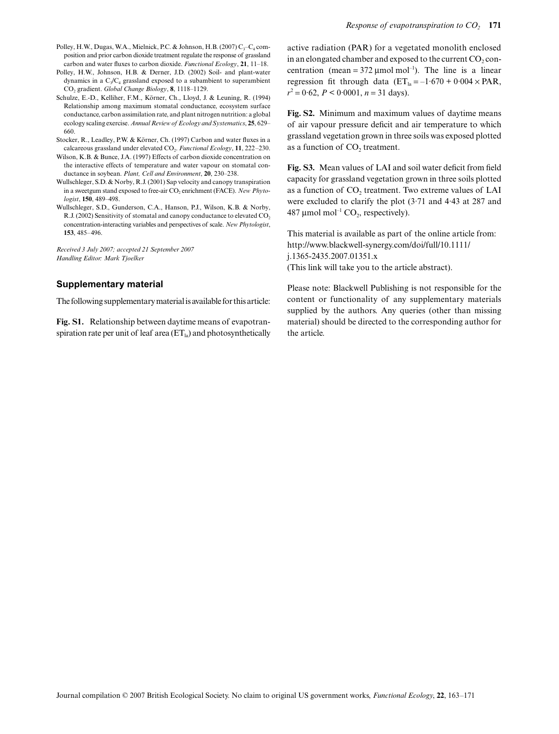Polley, H.W., Dugas, W.A., Mielnick, P.C. & Johnson, H.B. (2007) $C_3$–$C_4$ composition and prior carbon dioxide treatment regulate the response of grassland carbon and water fluxes to carbon dioxide. *Functional Ecology*, **21**, 11–18.

Polley, H.W., Johnson, H.B. & Derner, J.D. (2002) Soil- and plant-water dynamics in a $C_3$/$C_4$ grassland exposed to a subambient to superambient $CO_2$ gradient. *Global Change Biology*, **8**, 1118–1129.

Schulze, E.-D., Kelliher, F.M., Körner, Ch., Lloyd, J. & Leuning, R. (1994) Relationship among maximum stomatal conductance, ecosystem surface conductance, carbon assimilation rate, and plant nitrogen nutrition: a global ecology scaling exercise. *Annual Review of Ecology and Systematics*, **25**, 629–660.

Stocker, R., Leadley, P.W. & Körner, Ch. (1997) Carbon and water fluxes in a calcareous grassland under elevated $CO_2$. *Functional Ecology*, **11**, 222–230.

Wilson, K.B. & Bunce, J.A. (1997) Effects of carbon dioxide concentration on the interactive effects of temperature and water vapour on stomatal conductance in soybean. *Plant, Cell and Environment*, **20**, 230–238.

Wullschleger, S.D. & Norby, R.J. (2001) Sap velocity and canopy transpiration in a sweetgum stand exposed to free-air $CO_2$ enrichment (FACE). *New Phytologist*, **150**, 489–498.

Wullschleger, S.D., Gunderson, C.A., Hanson, P.J., Wilson, K.B. & Norby, R.J. (2002) Sensitivity of stomatal and canopy conductance to elevated $CO_2$ concentration-interacting variables and perspectives of scale. *New Phytologist*, **153**, 485–496.

*Received 3 July 2007; accepted 21 September 2007*
*Handling Editor: Mark Tjoelker*

## Supplementary material

The following supplementary material is available for this article:

**Fig. S1.** Relationship between daytime means of evapotranspiration rate per unit of leaf area ($ET_{la}$) and photosynthetically active radiation (PAR) for a vegetated monolith enclosed in an elongated chamber and exposed to the current $CO_2$ concentration (mean = 372 μmol mol$^{-1}$). The line is a linear regression fit through data ($ET_{la} = -1{\cdot}670 + 0{\cdot}004 \times PAR$, $r^2 = 0{\cdot}62$, $P < 0{\cdot}0001$, $n = 31$ days).

**Fig. S2.** Minimum and maximum values of daytime means of air vapour pressure deficit and air temperature to which grassland vegetation grown in three soils was exposed plotted as a function of $CO_2$ treatment.

**Fig. S3.** Mean values of LAI and soil water deficit from field capacity for grassland vegetation grown in three soils plotted as a function of $CO_2$ treatment. Two extreme values of LAI were excluded to clarify the plot (3·71 and 4·43 at 287 and 487 μmol mol$^{-1}$ $CO_2$, respectively).

This material is available as part of the online article from: http://www.blackwell-synergy.com/doi/full/10.1111/j.1365-2435.2007.01351.x
(This link will take you to the article abstract).

Please note: Blackwell Publishing is not responsible for the content or functionality of any supplementary materials supplied by the authors. Any queries (other than missing material) should be directed to the corresponding author for the article.